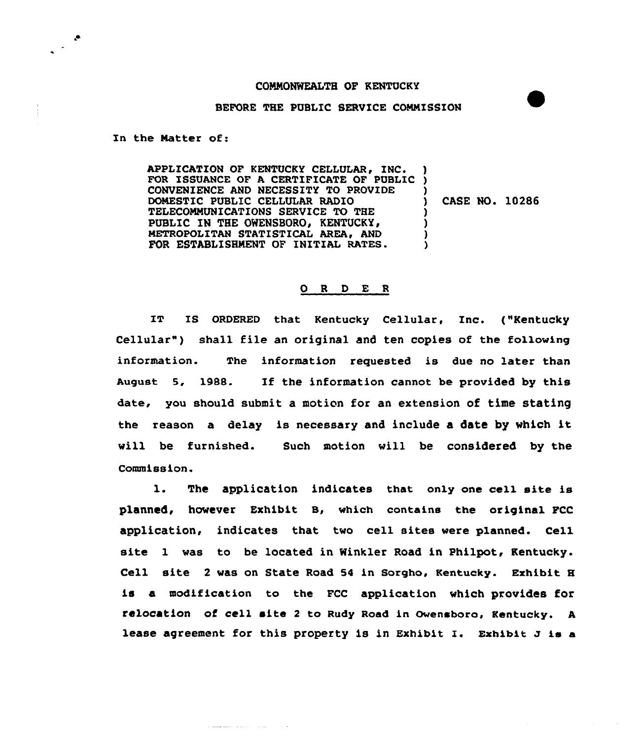COMMONWEALTH OF KENTUCKY

BEFORE THE PUBLIC SERVICE COMMISSION

In the Matter of:

| | | |
|---|---|---|
| APPLICATION OF KENTUCKY CELLULAR, INC. FOR ISSUANCE OF A CERTIFICATE OF PUBLIC CONVENIENCE AND NECESSITY TO PROVIDE DOMESTIC PUBLIC CELLULAR RADIO TELECOMMUNICATIONS SERVICE TO THE PUBLIC IN THE OWENSBORO, KENTUCKY, METROPOLITAN STATISTICAL AREA, AND FOR ESTABLISHMENT OF INITIAL RATES. | ) | CASE NO. 10286 |

## O R D E R

IT IS ORDERED that Kentucky Cellular, Inc. ("Kentucky Cellular") shall file an original and ten copies of the following information. The information requested is due no later than August 5, 1988. If the information cannot be provided by this date, you should submit a motion for an extension of time stating the reason a delay is necessary and include a date by which it will be furnished. Such motion will be considered by the Commission.

1. The application indicates that only one cell site is planned, however Exhibit B, which contains the original FCC application, indicates that two cell sites were planned. Cell site 1 was to be located in Winkler Road in Philpot, Kentucky. Cell site 2 was on State Road 54 in Sorgho, Kentucky. Exhibit H is a modification to the FCC application which provides for relocation of cell site 2 to Rudy Road in Owensboro, Kentucky. A lease agreement for this property is in Exhibit I. Exhibit J is a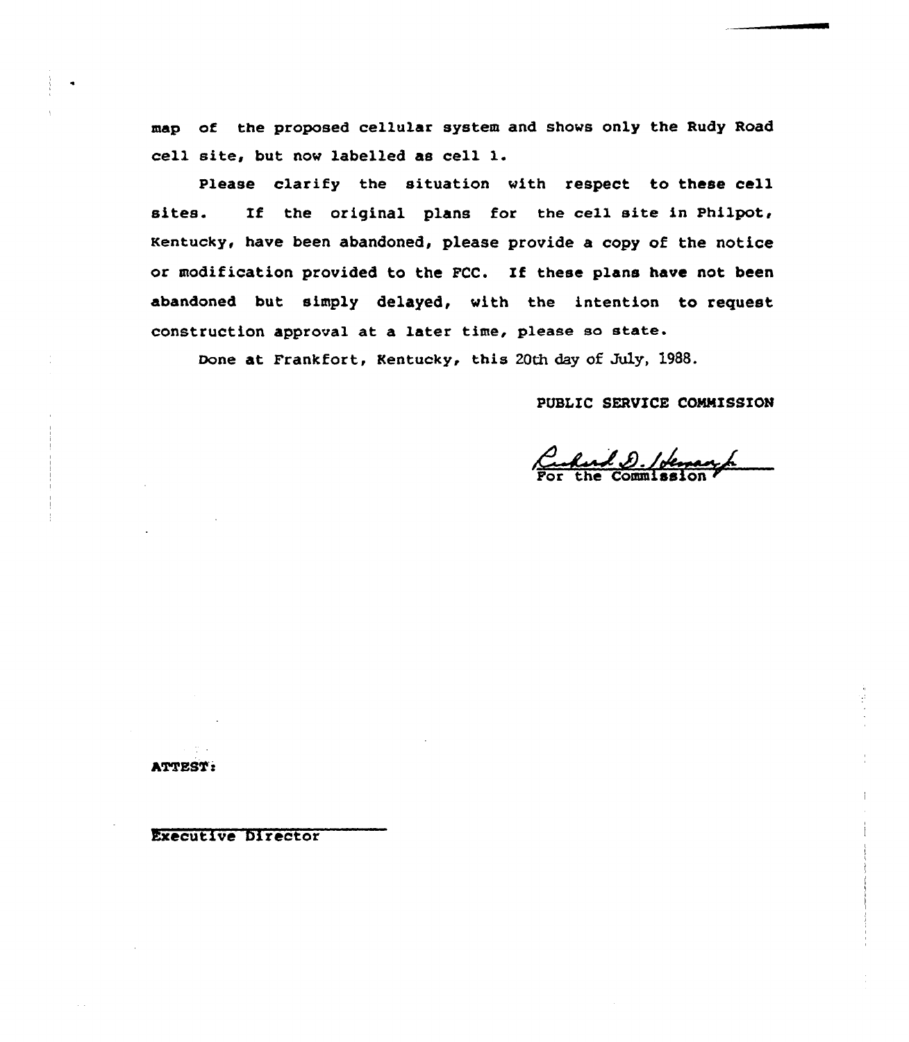map of the proposed cellular system and shows only the Rudy Road cell site, but now labelled as cell 1.

Please clarify the situation with respect to these cell sites. If the original plans for the cell site in Philpot, Kentucky, have been abandoned, please provide a copy of the notice or modification provided to the FCC. If these plans have not been abandoned but simply delayed, with the intention to request construction approval at a later time, please so state.

Done at Frankfort, Kentucky, this 20th day of July, 1988.

PUBLIC SERVICE COMMISSION

For the Commission

ATTEST:

Executive Director